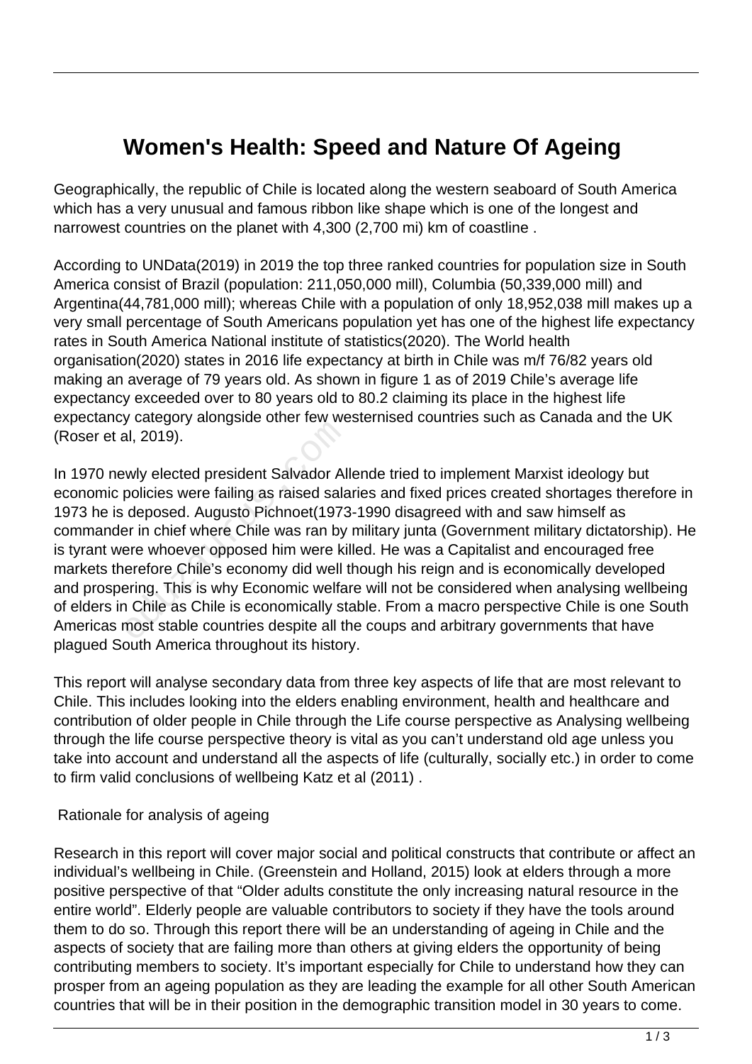# Women's Health: Speed and Nature Of Ageing

Geographically, the republic of Chile is located along the western seaboard of South America which has a very unusual and famous ribbon like shape which is one of the longest and narrowest countries on the planet with 4,300 (2,700 mi) km of coastline .

According to UNData(2019) in 2019 the top three ranked countries for population size in South America consist of Brazil (population: 211,050,000 mill), Columbia (50,339,000 mill) and Argentina(44,781,000 mill); whereas Chile with a population of only 18,952,038 mill makes up a very small percentage of South Americans population yet has one of the highest life expectancy rates in South America National institute of statistics(2020). The World health organisation(2020) states in 2016 life expectancy at birth in Chile was m/f 76/82 years old making an average of 79 years old. As shown in figure 1 as of 2019 Chile's average life expectancy exceeded over to 80 years old to 80.2 claiming its place in the highest life expectancy category alongside other few westernised countries such as Canada and the UK (Roser et al, 2019).

In 1970 newly elected president Salvador Allende tried to implement Marxist ideology but economic policies were failing as raised salaries and fixed prices created shortages therefore in 1973 he is deposed. Augusto Pichnoet(1973-1990 disagreed with and saw himself as commander in chief where Chile was ran by military junta (Government military dictatorship). He is tyrant were whoever opposed him were killed. He was a Capitalist and encouraged free markets therefore Chile's economy did well though his reign and is economically developed and prospering. This is why Economic welfare will not be considered when analysing wellbeing of elders in Chile as Chile is economically stable. From a macro perspective Chile is one South Americas most stable countries despite all the coups and arbitrary governments that have plagued South America throughout its history.

This report will analyse secondary data from three key aspects of life that are most relevant to Chile. This includes looking into the elders enabling environment, health and healthcare and contribution of older people in Chile through the Life course perspective as Analysing wellbeing through the life course perspective theory is vital as you can't understand old age unless you take into account and understand all the aspects of life (culturally, socially etc.) in order to come to firm valid conclusions of wellbeing Katz et al (2011) .

Rationale for analysis of ageing

Research in this report will cover major social and political constructs that contribute or affect an individual's wellbeing in Chile. (Greenstein and Holland, 2015) look at elders through a more positive perspective of that "Older adults constitute the only increasing natural resource in the entire world". Elderly people are valuable contributors to society if they have the tools around them to do so. Through this report there will be an understanding of ageing in Chile and the aspects of society that are failing more than others at giving elders the opportunity of being contributing members to society. It's important especially for Chile to understand how they can prosper from an ageing population as they are leading the example for all other South American countries that will be in their position in the demographic transition model in 30 years to come.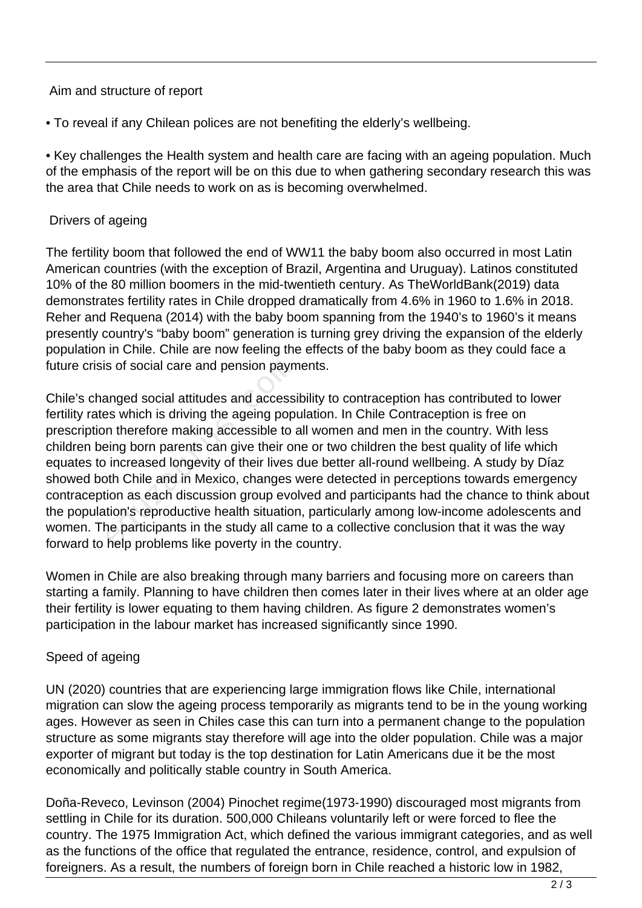Aim and structure of report

• To reveal if any Chilean polices are not benefiting the elderly's wellbeing.

• Key challenges the Health system and health care are facing with an ageing population. Much of the emphasis of the report will be on this due to when gathering secondary research this was the area that Chile needs to work on as is becoming overwhelmed.

Drivers of ageing

The fertility boom that followed the end of WW11 the baby boom also occurred in most Latin American countries (with the exception of Brazil, Argentina and Uruguay). Latinos constituted 10% of the 80 million boomers in the mid-twentieth century. As TheWorldBank(2019) data demonstrates fertility rates in Chile dropped dramatically from 4.6% in 1960 to 1.6% in 2018. Reher and Requena (2014) with the baby boom spanning from the 1940's to 1960's it means presently country's "baby boom" generation is turning grey driving the expansion of the elderly population in Chile. Chile are now feeling the effects of the baby boom as they could face a future crisis of social care and pension payments.

Chile's changed social attitudes and accessibility to contraception has contributed to lower fertility rates which is driving the ageing population. In Chile Contraception is free on prescription therefore making accessible to all women and men in the country. With less children being born parents can give their one or two children the best quality of life which equates to increased longevity of their lives due better all-round wellbeing. A study by Díaz showed both Chile and in Mexico, changes were detected in perceptions towards emergency contraception as each discussion group evolved and participants had the chance to think about the population's reproductive health situation, particularly among low-income adolescents and women. The participants in the study all came to a collective conclusion that it was the way forward to help problems like poverty in the country.

Women in Chile are also breaking through many barriers and focusing more on careers than starting a family. Planning to have children then comes later in their lives where at an older age their fertility is lower equating to them having children. As figure 2 demonstrates women's participation in the labour market has increased significantly since 1990.

Speed of ageing

UN (2020) countries that are experiencing large immigration flows like Chile, international migration can slow the ageing process temporarily as migrants tend to be in the young working ages. However as seen in Chiles case this can turn into a permanent change to the population structure as some migrants stay therefore will age into the older population. Chile was a major exporter of migrant but today is the top destination for Latin Americans due it be the most economically and politically stable country in South America.

Doña-Reveco, Levinson (2004) Pinochet regime(1973-1990) discouraged most migrants from settling in Chile for its duration. 500,000 Chileans voluntarily left or were forced to flee the country. The 1975 Immigration Act, which defined the various immigrant categories, and as well as the functions of the office that regulated the entrance, residence, control, and expulsion of foreigners. As a result, the numbers of foreign born in Chile reached a historic low in 1982,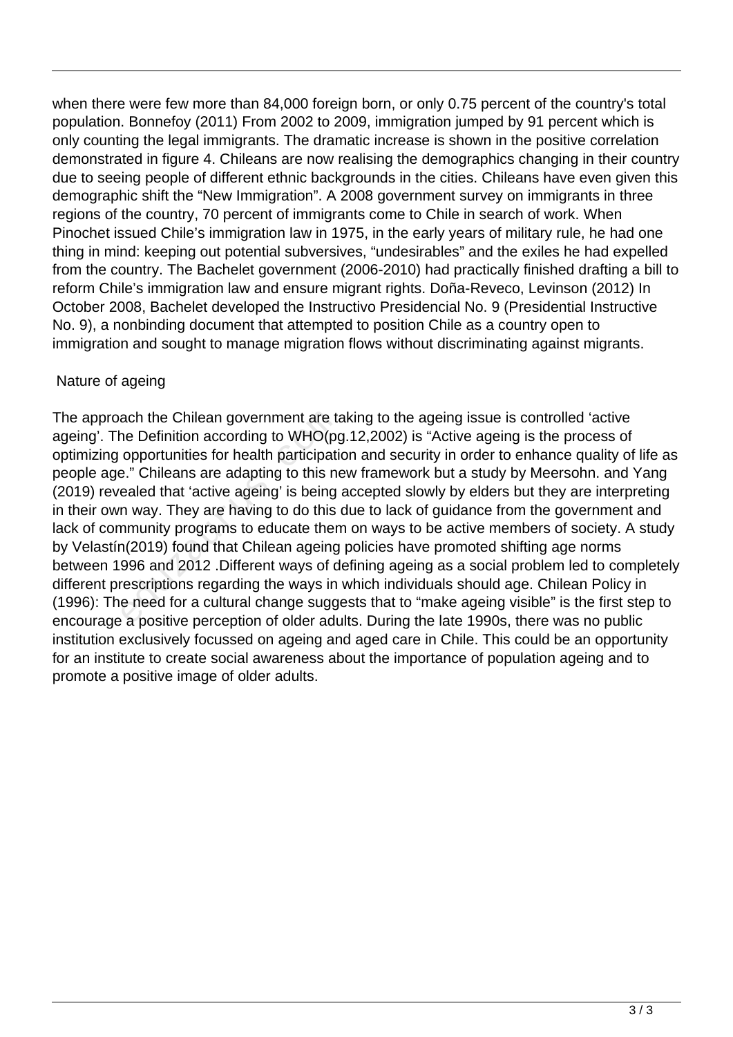when there were few more than 84,000 foreign born, or only 0.75 percent of the country's total population. Bonnefoy (2011) From 2002 to 2009, immigration jumped by 91 percent which is only counting the legal immigrants. The dramatic increase is shown in the positive correlation demonstrated in figure 4. Chileans are now realising the demographics changing in their country due to seeing people of different ethnic backgrounds in the cities. Chileans have even given this demographic shift the "New Immigration". A 2008 government survey on immigrants in three regions of the country, 70 percent of immigrants come to Chile in search of work. When Pinochet issued Chile's immigration law in 1975, in the early years of military rule, he had one thing in mind: keeping out potential subversives, "undesirables" and the exiles he had expelled from the country. The Bachelet government (2006-2010) had practically finished drafting a bill to reform Chile's immigration law and ensure migrant rights. Doña-Reveco, Levinson (2012) In October 2008, Bachelet developed the Instructivo Presidencial No. 9 (Presidential Instructive No. 9), a nonbinding document that attempted to position Chile as a country open to immigration and sought to manage migration flows without discriminating against migrants.

Nature of ageing

The approach the Chilean government are taking to the ageing issue is controlled 'active ageing'. The Definition according to WHO(pg.12,2002) is "Active ageing is the process of optimizing opportunities for health participation and security in order to enhance quality of life as people age." Chileans are adapting to this new framework but a study by Meersohn. and Yang (2019) revealed that 'active ageing' is being accepted slowly by elders but they are interpreting in their own way. They are having to do this due to lack of guidance from the government and lack of community programs to educate them on ways to be active members of society. A study by Velastín(2019) found that Chilean ageing policies have promoted shifting age norms between 1996 and 2012 .Different ways of defining ageing as a social problem led to completely different prescriptions regarding the ways in which individuals should age. Chilean Policy in (1996): The need for a cultural change suggests that to "make ageing visible" is the first step to encourage a positive perception of older adults. During the late 1990s, there was no public institution exclusively focussed on ageing and aged care in Chile. This could be an opportunity for an institute to create social awareness about the importance of population ageing and to promote a positive image of older adults.